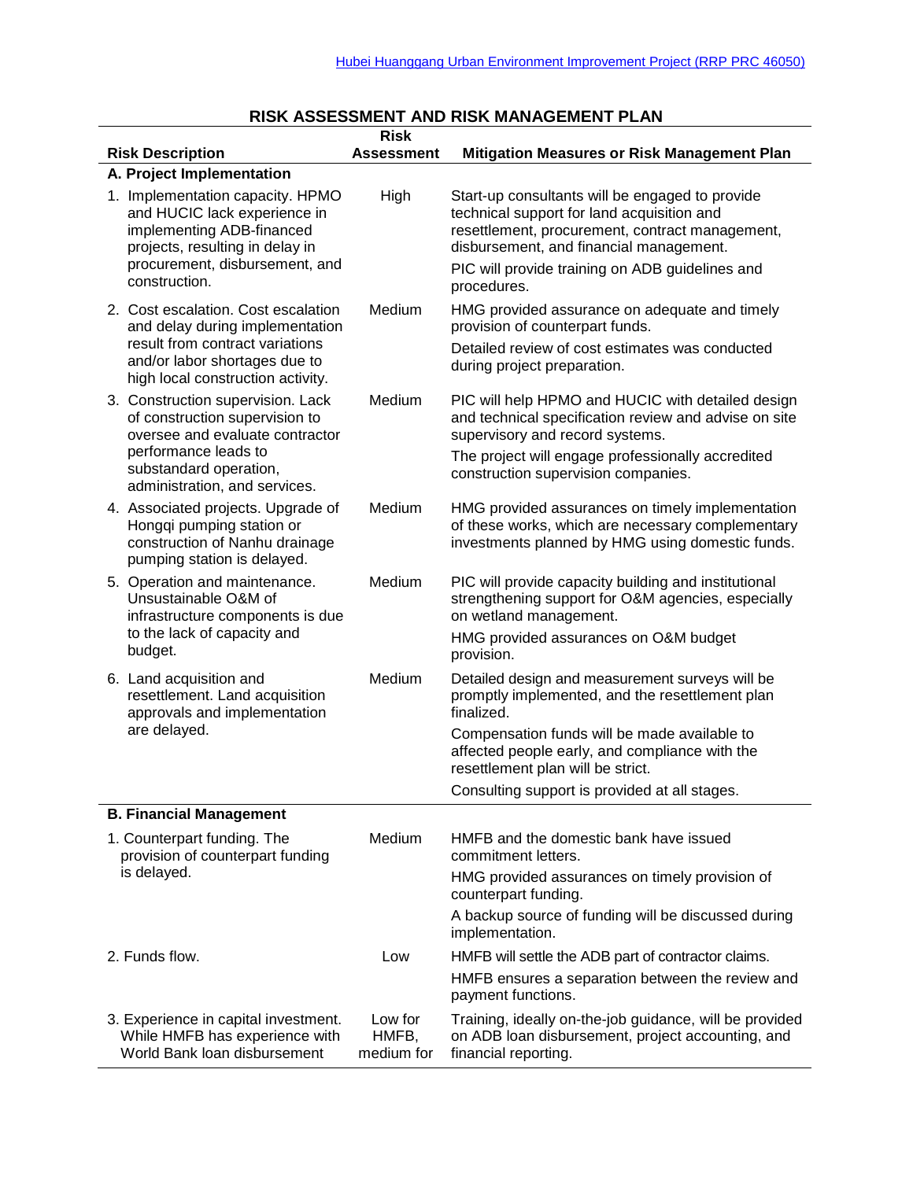## RISK ASSESSMENT AND RISK MANAGEMENT PLAN

| Risk Description | Risk Assessment | Mitigation Measures or Risk Management Plan |
|---|---|---|
| **A. Project Implementation** | | |
| 1. Implementation capacity. HPMO and HUCIC lack experience in implementing ADB-financed projects, resulting in delay in procurement, disbursement, and construction. | High | Start-up consultants will be engaged to provide technical support for land acquisition and resettlement, procurement, contract management, disbursement, and financial management.<br>PIC will provide training on ADB guidelines and procedures. |
| 2. Cost escalation. Cost escalation and delay during implementation result from contract variations and/or labor shortages due to high local construction activity. | Medium | HMG provided assurance on adequate and timely provision of counterpart funds.<br>Detailed review of cost estimates was conducted during project preparation. |
| 3. Construction supervision. Lack of construction supervision to oversee and evaluate contractor performance leads to substandard operation, administration, and services. | Medium | PIC will help HPMO and HUCIC with detailed design and technical specification review and advise on site supervisory and record systems.<br>The project will engage professionally accredited construction supervision companies. |
| 4. Associated projects. Upgrade of Hongqi pumping station or construction of Nanhu drainage pumping station is delayed. | Medium | HMG provided assurances on timely implementation of these works, which are necessary complementary investments planned by HMG using domestic funds. |
| 5. Operation and maintenance. Unsustainable O&M of infrastructure components is due to the lack of capacity and budget. | Medium | PIC will provide capacity building and institutional strengthening support for O&M agencies, especially on wetland management.<br>HMG provided assurances on O&M budget provision. |
| 6. Land acquisition and resettlement. Land acquisition approvals and implementation are delayed. | Medium | Detailed design and measurement surveys will be promptly implemented, and the resettlement plan finalized.<br>Compensation funds will be made available to affected people early, and compliance with the resettlement plan will be strict.<br>Consulting support is provided at all stages. |
| **B. Financial Management** | | |
| 1. Counterpart funding. The provision of counterpart funding is delayed. | Medium | HMFB and the domestic bank have issued commitment letters.<br>HMG provided assurances on timely provision of counterpart funding.<br>A backup source of funding will be discussed during implementation. |
| 2. Funds flow. | Low | HMFB will settle the ADB part of contractor claims.<br>HMFB ensures a separation between the review and payment functions. |
| 3. Experience in capital investment. While HMFB has experience with World Bank loan disbursement | Low for HMFB, medium for | Training, ideally on-the-job guidance, will be provided on ADB loan disbursement, project accounting, and financial reporting. |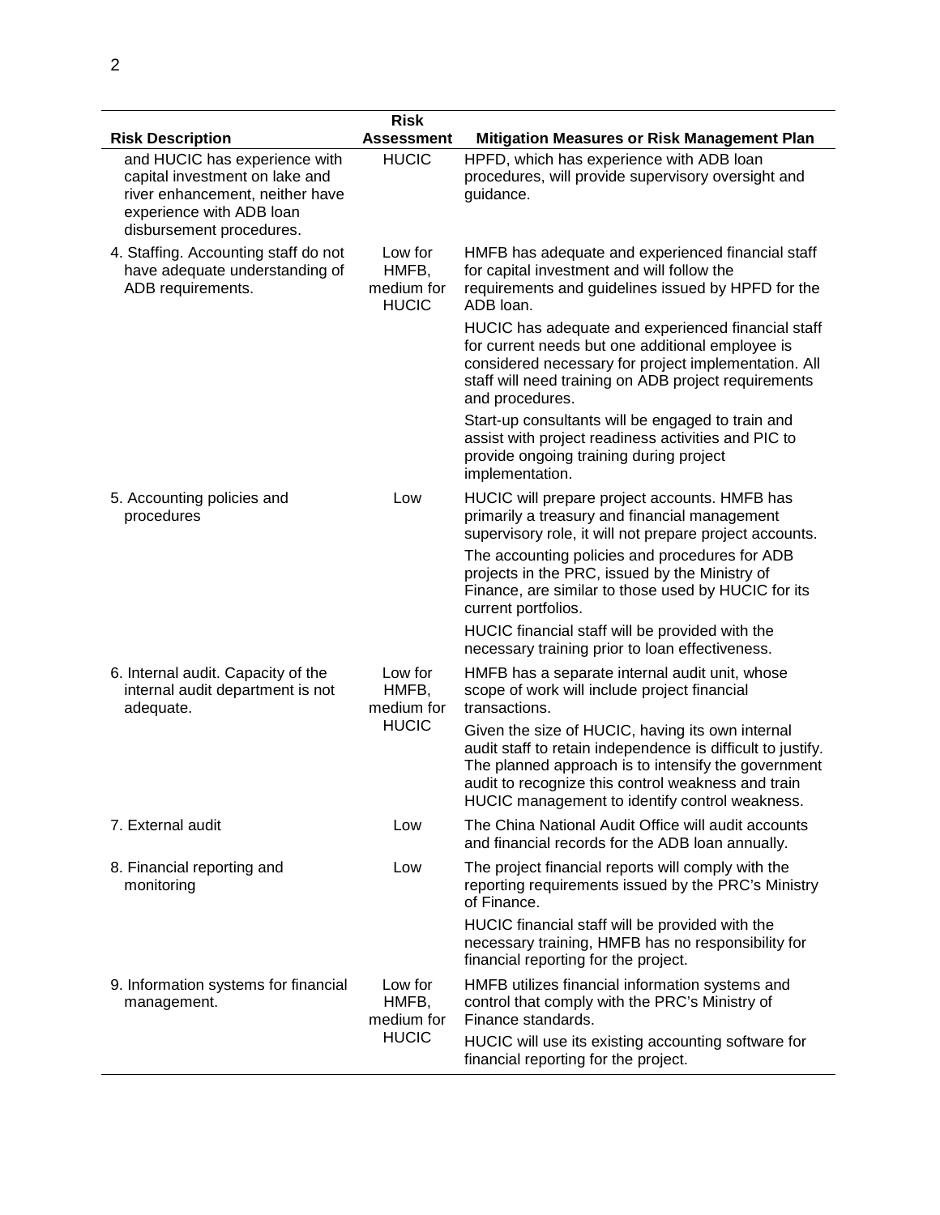| Risk Description | Risk Assessment | Mitigation Measures or Risk Management Plan |
| --- | --- | --- |
| and HUCIC has experience with capital investment on lake and river enhancement, neither have experience with ADB loan disbursement procedures. | HUCIC | HPFD, which has experience with ADB loan procedures, will provide supervisory oversight and guidance. |
| 4. Staffing. Accounting staff do not have adequate understanding of ADB requirements. | Low for HMFB, medium for HUCIC | HMFB has adequate and experienced financial staff for capital investment and will follow the requirements and guidelines issued by HPFD for the ADB loan.<br><br>HUCIC has adequate and experienced financial staff for current needs but one additional employee is considered necessary for project implementation. All staff will need training on ADB project requirements and procedures.<br><br>Start-up consultants will be engaged to train and assist with project readiness activities and PIC to provide ongoing training during project implementation. |
| 5. Accounting policies and procedures | Low | HUCIC will prepare project accounts. HMFB has primarily a treasury and financial management supervisory role, it will not prepare project accounts.<br><br>The accounting policies and procedures for ADB projects in the PRC, issued by the Ministry of Finance, are similar to those used by HUCIC for its current portfolios.<br><br>HUCIC financial staff will be provided with the necessary training prior to loan effectiveness. |
| 6. Internal audit. Capacity of the internal audit department is not adequate. | Low for HMFB, medium for HUCIC | HMFB has a separate internal audit unit, whose scope of work will include project financial transactions.<br><br>Given the size of HUCIC, having its own internal audit staff to retain independence is difficult to justify. The planned approach is to intensify the government audit to recognize this control weakness and train HUCIC management to identify control weakness. |
| 7. External audit | Low | The China National Audit Office will audit accounts and financial records for the ADB loan annually. |
| 8. Financial reporting and monitoring | Low | The project financial reports will comply with the reporting requirements issued by the PRC's Ministry of Finance.<br><br>HUCIC financial staff will be provided with the necessary training, HMFB has no responsibility for financial reporting for the project. |
| 9. Information systems for financial management. | Low for HMFB, medium for HUCIC | HMFB utilizes financial information systems and control that comply with the PRC's Ministry of Finance standards.<br><br>HUCIC will use its existing accounting software for financial reporting for the project. |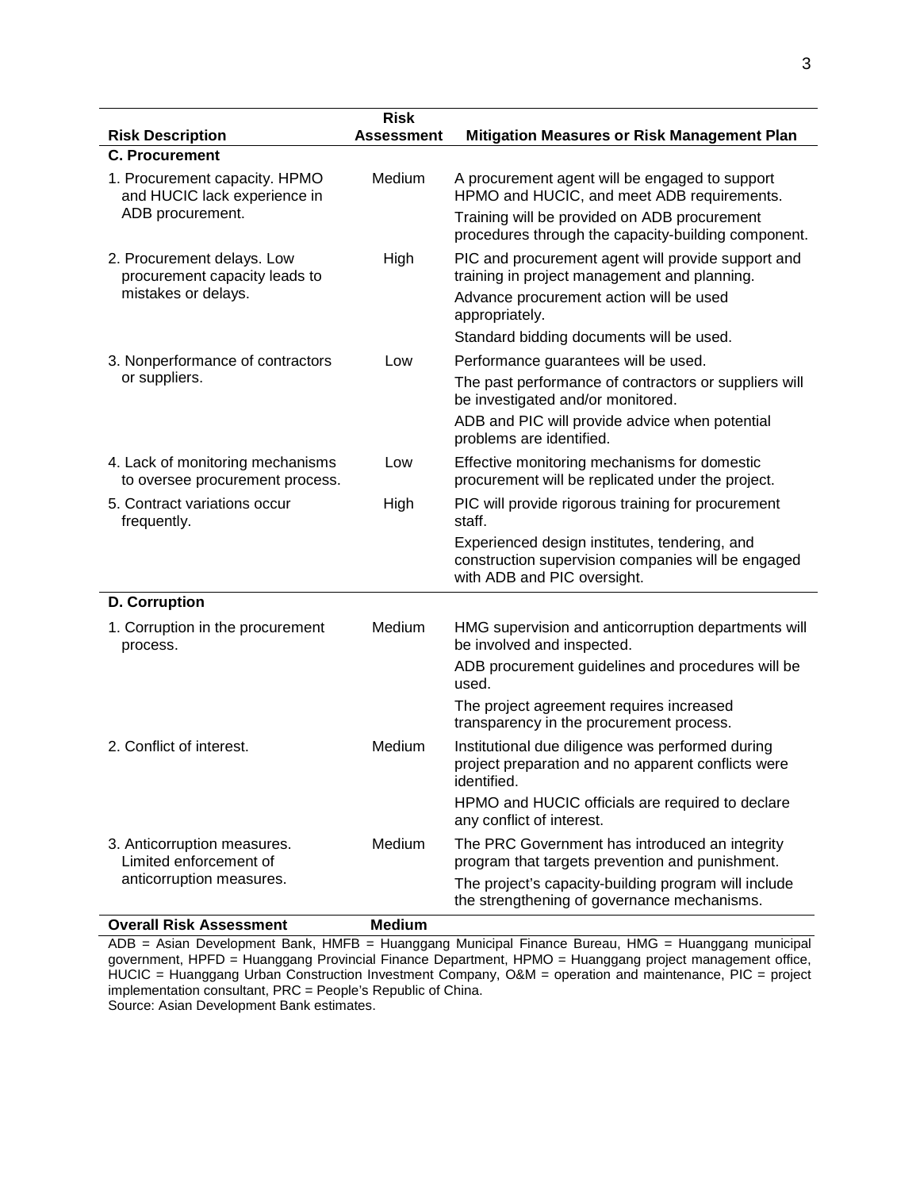| Risk Description | Risk Assessment | Mitigation Measures or Risk Management Plan |
|---|---|---|
| **C. Procurement** | | |
| 1. Procurement capacity. HPMO and HUCIC lack experience in ADB procurement. | Medium | A procurement agent will be engaged to support HPMO and HUCIC, and meet ADB requirements. Training will be provided on ADB procurement procedures through the capacity-building component. |
| 2. Procurement delays. Low procurement capacity leads to mistakes or delays. | High | PIC and procurement agent will provide support and training in project management and planning. Advance procurement action will be used appropriately. Standard bidding documents will be used. |
| 3. Nonperformance of contractors or suppliers. | Low | Performance guarantees will be used. The past performance of contractors or suppliers will be investigated and/or monitored. ADB and PIC will provide advice when potential problems are identified. |
| 4. Lack of monitoring mechanisms to oversee procurement process. | Low | Effective monitoring mechanisms for domestic procurement will be replicated under the project. |
| 5. Contract variations occur frequently. | High | PIC will provide rigorous training for procurement staff. Experienced design institutes, tendering, and construction supervision companies will be engaged with ADB and PIC oversight. |
| **D. Corruption** | | |
| 1. Corruption in the procurement process. | Medium | HMG supervision and anticorruption departments will be involved and inspected. ADB procurement guidelines and procedures will be used. The project agreement requires increased transparency in the procurement process. |
| 2. Conflict of interest. | Medium | Institutional due diligence was performed during project preparation and no apparent conflicts were identified. HPMO and HUCIC officials are required to declare any conflict of interest. |
| 3. Anticorruption measures. Limited enforcement of anticorruption measures. | Medium | The PRC Government has introduced an integrity program that targets prevention and punishment. The project's capacity-building program will include the strengthening of governance mechanisms. |
| **Overall Risk Assessment** | **Medium** | |

ADB = Asian Development Bank, HMFB = Huanggang Municipal Finance Bureau, HMG = Huanggang municipal government, HPFD = Huanggang Provincial Finance Department, HPMO = Huanggang project management office, HUCIC = Huanggang Urban Construction Investment Company, O&M = operation and maintenance, PIC = project implementation consultant, PRC = People's Republic of China.

Source: Asian Development Bank estimates.